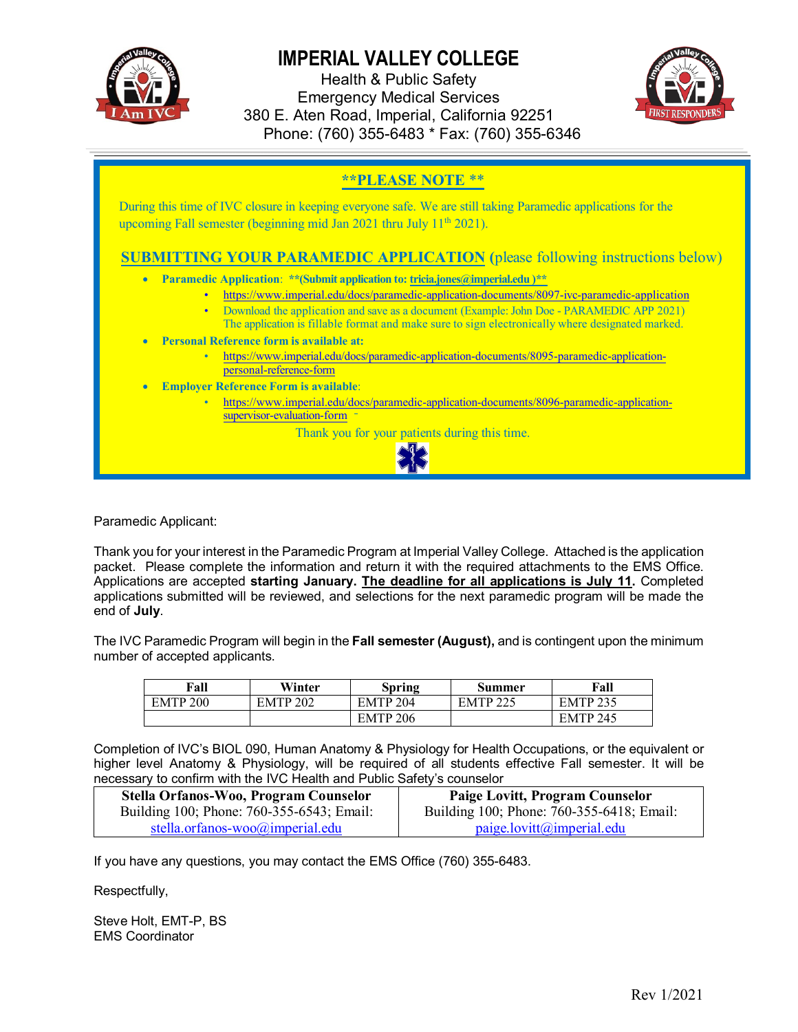# IMPERIAL VALLEY COLLEGE

Health & Public Safety
Emergency Medical Services
380 E. Aten Road, Imperial, California 92251
Phone: (760) 355-6483 * Fax: (760) 355-6346

## **PLEASE NOTE **

During this time of IVC closure in keeping everyone safe. We are still taking Paramedic applications for the upcoming Fall semester (beginning mid Jan 2021 thru July 11th 2021).

## SUBMITTING YOUR PARAMEDIC APPLICATION (please following instructions below)

- **Paramedic Application**: **(Submit application to: tricia.jones@imperial.edu )**
  - https://www.imperial.edu/docs/paramedic-application-documents/8097-ivc-paramedic-application
  - Download the application and save as a document (Example: John Doe - PARAMEDIC APP 2021) The application is fillable format and make sure to sign electronically where designated marked.
- **Personal Reference form is available at:**
  - https://www.imperial.edu/docs/paramedic-application-documents/8095-paramedic-application-personal-reference-form
- **Employer Reference Form is available**:
  - https://www.imperial.edu/docs/paramedic-application-documents/8096-paramedic-application-supervisor-evaluation-form

Thank you for your patients during this time.

Paramedic Applicant:

Thank you for your interest in the Paramedic Program at Imperial Valley College. Attached is the application packet. Please complete the information and return it with the required attachments to the EMS Office. Applications are accepted **starting January. The deadline for all applications is July 11.** Completed applications submitted will be reviewed, and selections for the next paramedic program will be made the end of **July**.

The IVC Paramedic Program will begin in the **Fall semester (August),** and is contingent upon the minimum number of accepted applicants.

| Fall | Winter | Spring | Summer | Fall |
|---|---|---|---|---|
| EMTP 200 | EMTP 202 | EMTP 204 | EMTP 225 | EMTP 235 |
| | | EMTP 206 | | EMTP 245 |

Completion of IVC's BIOL 090, Human Anatomy & Physiology for Health Occupations, or the equivalent or higher level Anatomy & Physiology, will be required of all students effective Fall semester. It will be necessary to confirm with the IVC Health and Public Safety's counselor

| Stella Orfanos-Woo, Program Counselor | Paige Lovitt, Program Counselor |
|---|---|
| Building 100; Phone: 760-355-6543; Email: stella.orfanos-woo@imperial.edu | Building 100; Phone: 760-355-6418; Email: paige.lovitt@imperial.edu |

If you have any questions, you may contact the EMS Office (760) 355-6483.

Respectfully,

Steve Holt, EMT-P, BS
EMS Coordinator

Rev 1/2021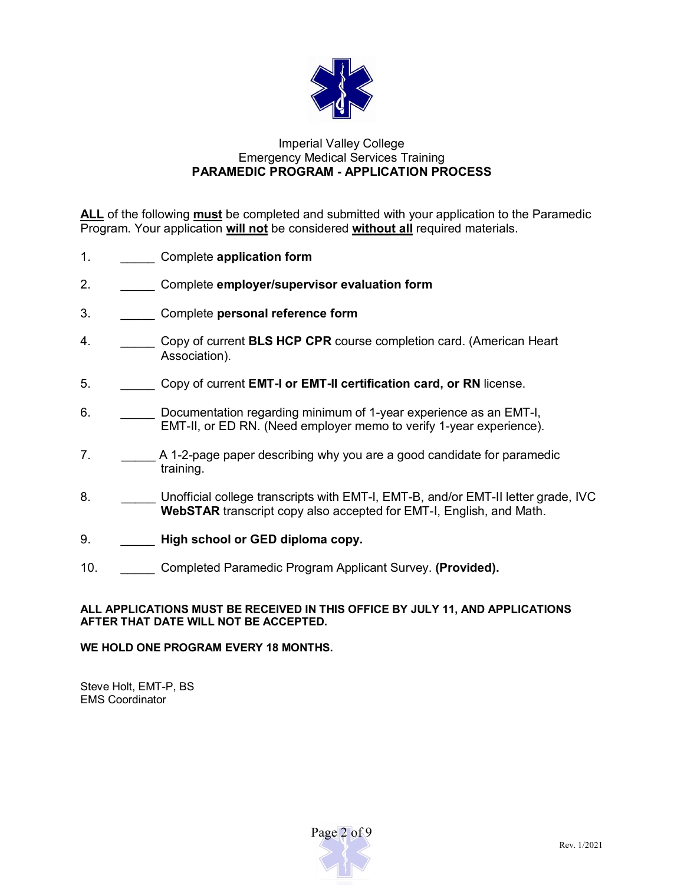Imperial Valley College
Emergency Medical Services Training

# PARAMEDIC PROGRAM - APPLICATION PROCESS

**ALL** of the following **must** be completed and submitted with your application to the Paramedic Program. Your application **will not** be considered **without all** required materials.

1. _____ Complete **application form**
2. _____ Complete **employer/supervisor evaluation form**
3. _____ Complete **personal reference form**
4. _____ Copy of current **BLS HCP CPR** course completion card. (American Heart Association).
5. _____ Copy of current **EMT-I or EMT-II certification card, or RN** license.
6. _____ Documentation regarding minimum of 1-year experience as an EMT-I, EMT-II, or ED RN. (Need employer memo to verify 1-year experience).
7. _____ A 1-2-page paper describing why you are a good candidate for paramedic training.
8. _____ Unofficial college transcripts with EMT-I, EMT-B, and/or EMT-II letter grade, IVC **WebSTAR** transcript copy also accepted for EMT-I, English, and Math.
9. _____ **High school or GED diploma copy.**
10. _____ Completed Paramedic Program Applicant Survey. **(Provided).**

**ALL APPLICATIONS MUST BE RECEIVED IN THIS OFFICE BY JULY 11, AND APPLICATIONS AFTER THAT DATE WILL NOT BE ACCEPTED.**

**WE HOLD ONE PROGRAM EVERY 18 MONTHS.**

Steve Holt, EMT-P, BS
EMS Coordinator

Rev. 1/2021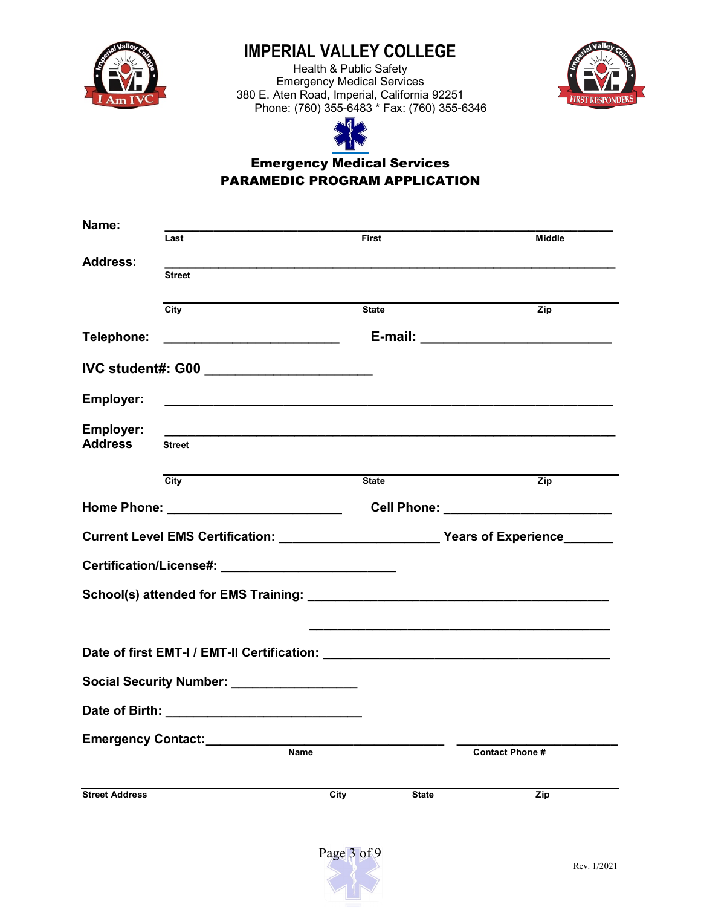# IMPERIAL VALLEY COLLEGE

Health & Public Safety
Emergency Medical Services
380 E. Aten Road, Imperial, California 92251
Phone: (760) 355-6483 * Fax: (760) 355-6346

## Emergency Medical Services
## PARAMEDIC PROGRAM APPLICATION

**Name:** ____________________________________________________________
Last                                        First                                        Middle

**Address:** ____________________________________________________________
Street

____________________________________________________________
City                                        State                                        Zip

**Telephone:** ________________________     **E-mail:** ________________________

**IVC student#: G00** ______________________

**Employer:** ____________________________________________________________

**Employer: Address** ____________________________________________________________
Street

____________________________________________________________
City                                        State                                        Zip

**Home Phone:** ________________________     **Cell Phone:** ________________________

**Current Level EMS Certification:** ______________________ **Years of Experience**_______

**Certification/License#:** ________________________

**School(s) attended for EMS Training:** ________________________________________

________________________________________

**Date of first EMT-I / EMT-II Certification:** ________________________________________

**Social Security Number:** _________________

**Date of Birth:** ___________________________

**Emergency Contact:**___________________________________     ______________________
Name                                        Contact Phone #

____________________________________________________________
Street Address                                        City                    State                    Zip

Rev. 1/2021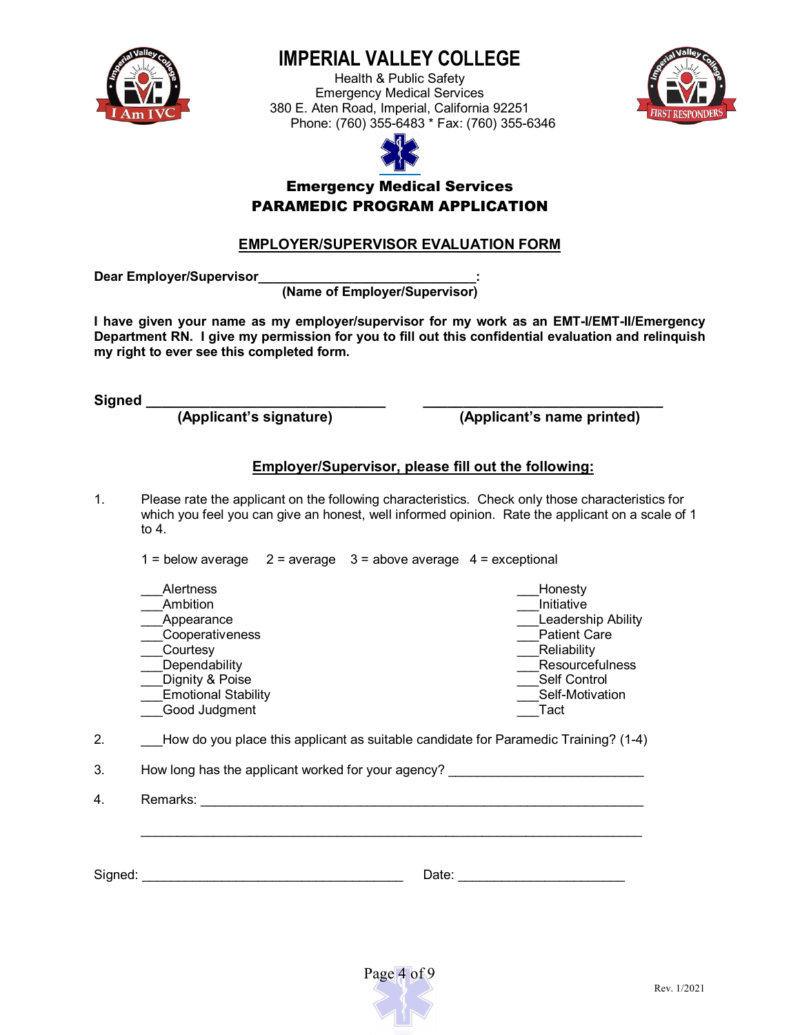# IMPERIAL VALLEY COLLEGE

Health & Public Safety
Emergency Medical Services
380 E. Aten Road, Imperial, California 92251
Phone: (760) 355-6483 * Fax: (760) 355-6346

## Emergency Medical Services
## PARAMEDIC PROGRAM APPLICATION

### EMPLOYER/SUPERVISOR EVALUATION FORM

**Dear Employer/Supervisor_______________________________:**
**(Name of Employer/Supervisor)**

**I have given your name as my employer/supervisor for my work as an EMT-I/EMT-II/Emergency Department RN. I give my permission for you to fill out this confidential evaluation and relinquish my right to ever see this completed form.**

**Signed _______________________________ _______________________________**
**(Applicant's signature) (Applicant's name printed)**

### Employer/Supervisor, please fill out the following:

1. Please rate the applicant on the following characteristics. Check only those characteristics for which you feel you can give an honest, well informed opinion. Rate the applicant on a scale of 1 to 4.

   1 = below average 2 = average 3 = above average 4 = exceptional

   ___Alertness
   ___Ambition
   ___Appearance
   ___Cooperativeness
   ___Courtesy
   ___Dependability
   ___Dignity & Poise
   ___Emotional Stability
   ___Good Judgment
   ___Honesty
   ___Initiative
   ___Leadership Ability
   ___Patient Care
   ___Reliability
   ___Resourcefulness
   ___Self Control
   ___Self-Motivation
   ___Tact

2. ___How do you place this applicant as suitable candidate for Paramedic Training? (1-4)

3. How long has the applicant worked for your agency? ___________________________

4. Remarks: _______________________________________________________________

   _______________________________________________________________________

Signed: ___________________________________ Date: ______________________

Rev. 1/2021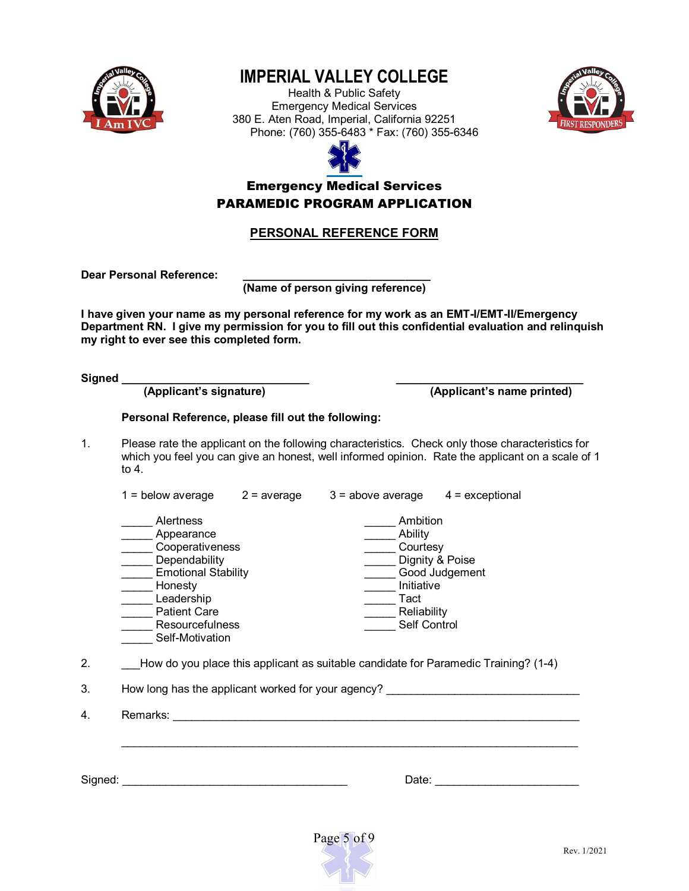# IMPERIAL VALLEY COLLEGE

Health & Public Safety
Emergency Medical Services
380 E. Aten Road, Imperial, California 92251
Phone: (760) 355-6483 * Fax: (760) 355-6346

## Emergency Medical Services
## PARAMEDIC PROGRAM APPLICATION

### PERSONAL REFERENCE FORM

**Dear Personal Reference:** ______________________________
**(Name of person giving reference)**

**I have given your name as my personal reference for my work as an EMT-I/EMT-II/Emergency Department RN. I give my permission for you to fill out this confidential evaluation and relinquish my right to ever see this completed form.**

**Signed** ______________________________ ______________________________
**(Applicant's signature)** **(Applicant's name printed)**

**Personal Reference, please fill out the following:**

1. Please rate the applicant on the following characteristics. Check only those characteristics for which you feel you can give an honest, well informed opinion. Rate the applicant on a scale of 1 to 4.

   1 = below average 2 = average 3 = above average 4 = exceptional

   _____ Alertness
   _____ Appearance
   _____ Cooperativeness
   _____ Dependability
   _____ Emotional Stability
   _____ Honesty
   _____ Leadership
   _____ Patient Care
   _____ Resourcefulness
   _____ Self-Motivation
   _____ Ambition
   _____ Ability
   _____ Courtesy
   _____ Dignity & Poise
   _____ Good Judgement
   _____ Initiative
   _____ Tact
   _____ Reliability
   _____ Self Control

2. ___How do you place this applicant as suitable candidate for Paramedic Training? (1-4)

3. How long has the applicant worked for your agency? ______________________________

4. Remarks: ______________________________________________________________

   ______________________________________________________________

Signed: ____________________________________ Date: ______________________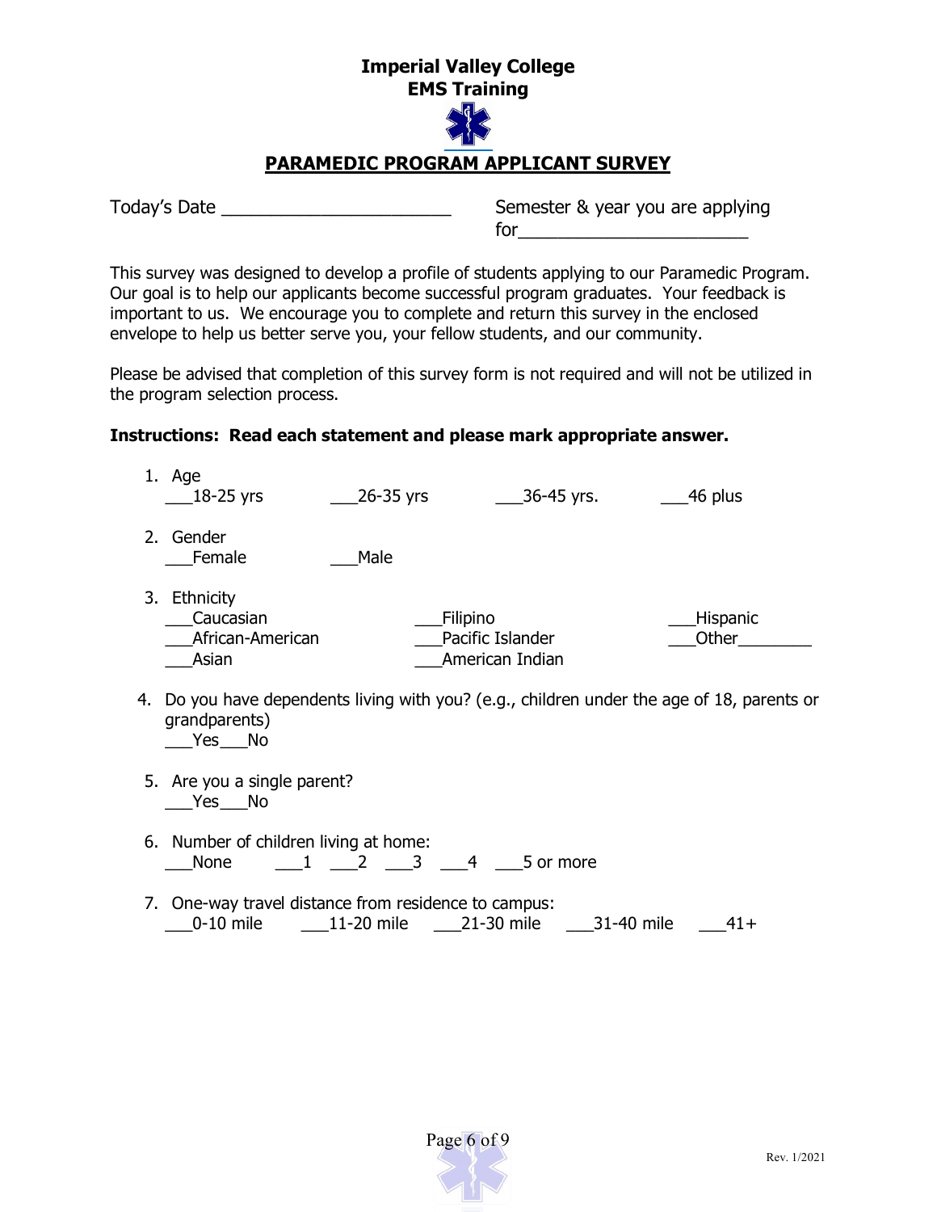**Imperial Valley College**
**EMS Training**

## PARAMEDIC PROGRAM APPLICANT SURVEY

Today's Date ______________________

Semester & year you are applying for______________________

This survey was designed to develop a profile of students applying to our Paramedic Program. Our goal is to help our applicants become successful program graduates. Your feedback is important to us. We encourage you to complete and return this survey in the enclosed envelope to help us better serve you, your fellow students, and our community.

Please be advised that completion of this survey form is not required and will not be utilized in the program selection process.

**Instructions: Read each statement and please mark appropriate answer.**

1. Age
   ___18-25 yrs ___26-35 yrs ___36-45 yrs. ___46 plus

2. Gender
   ___Female ___Male

3. Ethnicity
   ___Caucasian ___Filipino ___Hispanic
   ___African-American ___Pacific Islander ___Other________
   ___Asian ___American Indian

4. Do you have dependents living with you? (e.g., children under the age of 18, parents or grandparents)
   ___Yes___No

5. Are you a single parent?
   ___Yes___No

6. Number of children living at home:
   ___None ___1 ___2 ___3 ___4 ___5 or more

7. One-way travel distance from residence to campus:
   ___0-10 mile ___11-20 mile ___21-30 mile ___31-40 mile ___41+

Rev. 1/2021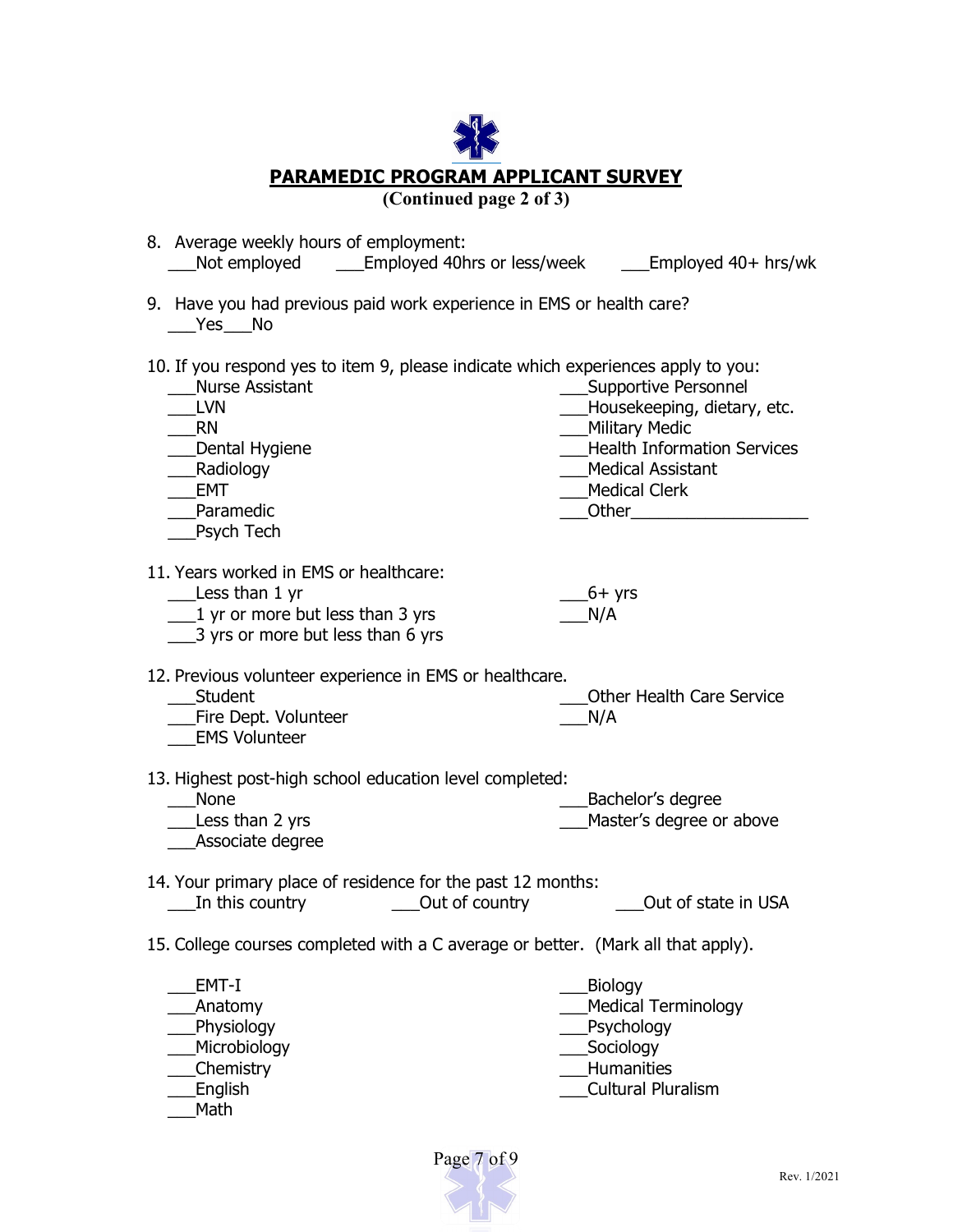# PARAMEDIC PROGRAM APPLICANT SURVEY

**(Continued page 2 of 3)**

8. Average weekly hours of employment:
   ___Not employed ___Employed 40hrs or less/week ___Employed 40+ hrs/wk

9. Have you had previous paid work experience in EMS or health care?
   ___Yes___No

10. If you respond yes to item 9, please indicate which experiences apply to you:
    ___Nurse Assistant
    ___LVN
    ___RN
    ___Dental Hygiene
    ___Radiology
    ___EMT
    ___Paramedic
    ___Psych Tech
    ___Supportive Personnel
    ___Housekeeping, dietary, etc.
    ___Military Medic
    ___Health Information Services
    ___Medical Assistant
    ___Medical Clerk
    ___Other___________________

11. Years worked in EMS or healthcare:
    ___Less than 1 yr
    ___1 yr or more but less than 3 yrs
    ___3 yrs or more but less than 6 yrs
    ___6+ yrs
    ___N/A

12. Previous volunteer experience in EMS or healthcare.
    ___Student
    ___Fire Dept. Volunteer
    ___EMS Volunteer
    ___Other Health Care Service
    ___N/A

13. Highest post-high school education level completed:
    ___None
    ___Less than 2 yrs
    ___Associate degree
    ___Bachelor's degree
    ___Master's degree or above

14. Your primary place of residence for the past 12 months:
    ___In this country ___Out of country ___Out of state in USA

15. College courses completed with a C average or better. (Mark all that apply).

    ___EMT-I
    ___Anatomy
    ___Physiology
    ___Microbiology
    ___Chemistry
    ___English
    ___Math
    ___Biology
    ___Medical Terminology
    ___Psychology
    ___Sociology
    ___Humanities
    ___Cultural Pluralism

Rev. 1/2021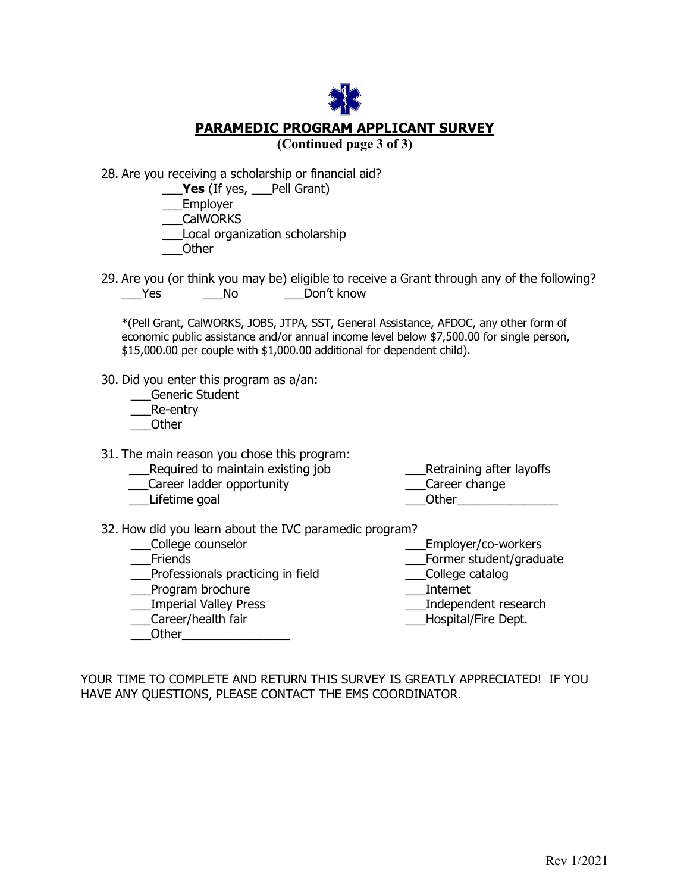# PARAMEDIC PROGRAM APPLICANT SURVEY

**(Continued page 3 of 3)**

28. Are you receiving a scholarship or financial aid?
    - ___**Yes** (If yes, ___Pell Grant)
    - ___Employer
    - ___CalWORKS
    - ___Local organization scholarship
    - ___Other

29. Are you (or think you may be) eligible to receive a Grant through any of the following?
    ___Yes ___No ___Don't know

    *(Pell Grant, CalWORKS, JOBS, JTPA, SST, General Assistance, AFDOC, any other form of economic public assistance and/or annual income level below $7,500.00 for single person, $15,000.00 per couple with $1,000.00 additional for dependent child).

30. Did you enter this program as a/an:
    - ___Generic Student
    - ___Re-entry
    - ___Other

31. The main reason you chose this program:
    - ___Required to maintain existing job
    - ___Career ladder opportunity
    - ___Lifetime goal
    - ___Retraining after layoffs
    - ___Career change
    - ___Other_______________

32. How did you learn about the IVC paramedic program?
    - ___College counselor
    - ___Friends
    - ___Professionals practicing in field
    - ___Program brochure
    - ___Imperial Valley Press
    - ___Career/health fair
    - ___Other________________
    - ___Employer/co-workers
    - ___Former student/graduate
    - ___College catalog
    - ___Internet
    - ___Independent research
    - ___Hospital/Fire Dept.

YOUR TIME TO COMPLETE AND RETURN THIS SURVEY IS GREATLY APPRECIATED! IF YOU HAVE ANY QUESTIONS, PLEASE CONTACT THE EMS COORDINATOR.

Rev 1/2021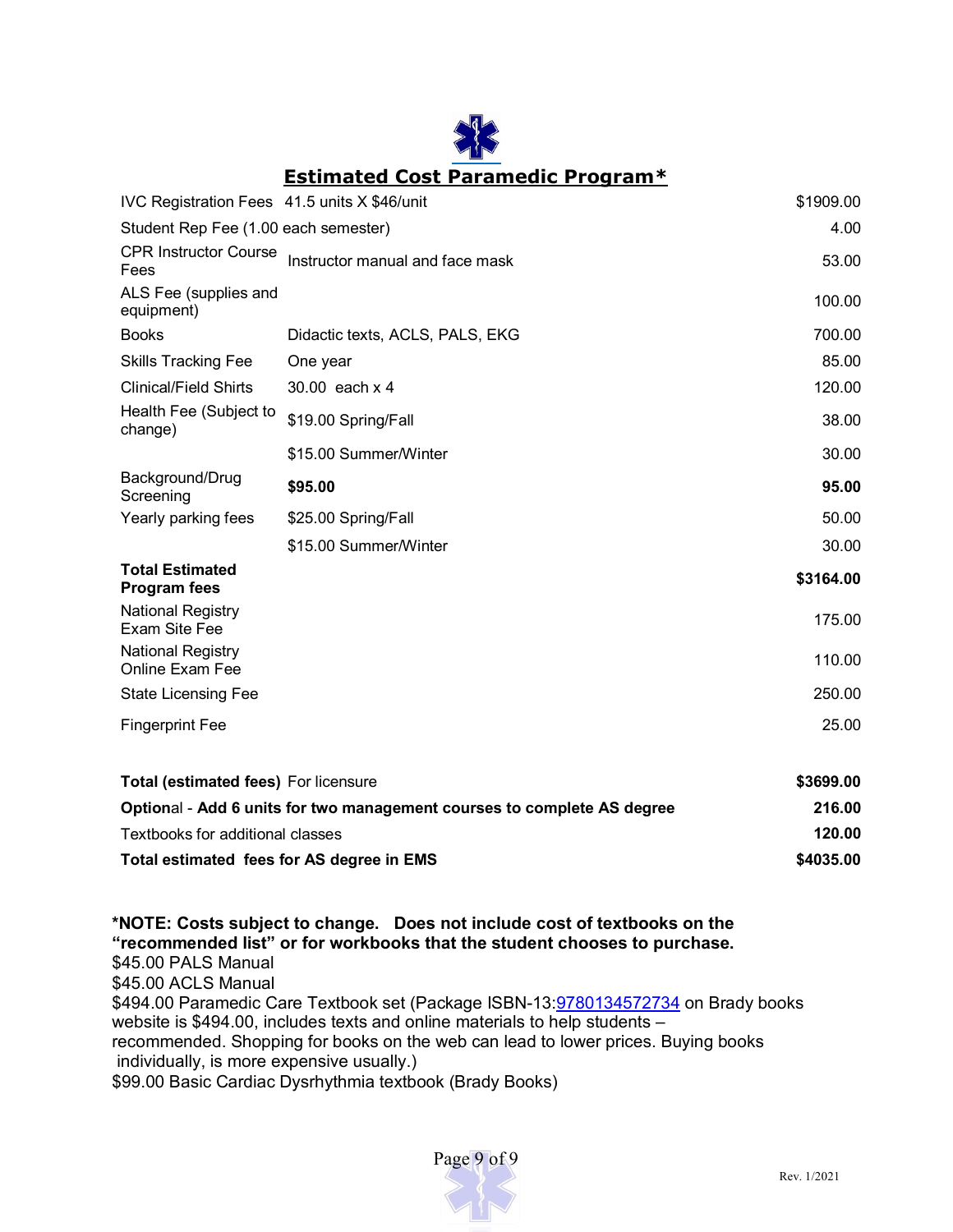## Estimated Cost Paramedic Program*

| | | |
|---|---|---|
| IVC Registration Fees | 41.5 units X $46/unit | $1909.00 |
| Student Rep Fee (1.00 each semester) | | 4.00 |
| CPR Instructor Course Fees | Instructor manual and face mask | 53.00 |
| ALS Fee (supplies and equipment) | | 100.00 |
| Books | Didactic texts, ACLS, PALS, EKG | 700.00 |
| Skills Tracking Fee | One year | 85.00 |
| Clinical/Field Shirts | 30.00 each x 4 | 120.00 |
| Health Fee (Subject to change) | $19.00 Spring/Fall | 38.00 |
| | $15.00 Summer/Winter | 30.00 |
| Background/Drug Screening | **$95.00** | **95.00** |
| Yearly parking fees | $25.00 Spring/Fall | 50.00 |
| | $15.00 Summer/Winter | 30.00 |
| **Total Estimated Program fees** | | **$3164.00** |
| National Registry Exam Site Fee | | 175.00 |
| National Registry Online Exam Fee | | 110.00 |
| State Licensing Fee | | 250.00 |
| Fingerprint Fee | | 25.00 |
| **Total (estimated fees)** For licensure | | **$3699.00** |
| **Option**al - **Add 6 units for two management courses to complete AS degree** | | **216.00** |
| Textbooks for additional classes | | **120.00** |
| **Total estimated fees for AS degree in EMS** | | **$4035.00** |

**\*NOTE: Costs subject to change. Does not include cost of textbooks on the "recommended list" or for workbooks that the student chooses to purchase.**

$45.00 PALS Manual

$45.00 ACLS Manual

$494.00 Paramedic Care Textbook set (Package ISBN-13:9780134572734 on Brady books website is $494.00, includes texts and online materials to help students – recommended. Shopping for books on the web can lead to lower prices. Buying books individually, is more expensive usually.)

$99.00 Basic Cardiac Dysrhythmia textbook (Brady Books)

Rev. 1/2021